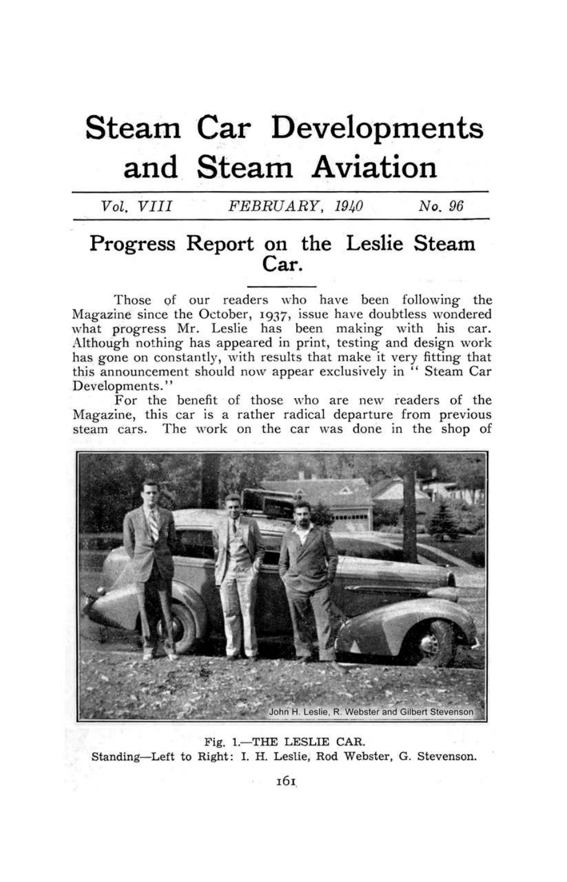# Steam Car Developments and Steam Aviation

*Vol. VIII* *FEBRUARY, 1940* *No. 96*

## Progress Report on the Leslie Steam Car.

Those of our readers who have been following the Magazine since the October, 1937, issue have doubtless wondered what progress Mr. Leslie has been making with his car. Although nothing has appeared in print, testing and design work has gone on constantly, with results that make it very fitting that this announcement should now appear exclusively in "Steam Car Developments."

For the benefit of those who are new readers of the Magazine, this car is a rather radical departure from previous steam cars. The work on the car was done in the shop of

John H. Leslie, R. Webster and Gilbert Stevenson

Fig. 1.—THE LESLIE CAR.
Standing—Left to Right: I. H. Leslie, Rod Webster, G. Stevenson.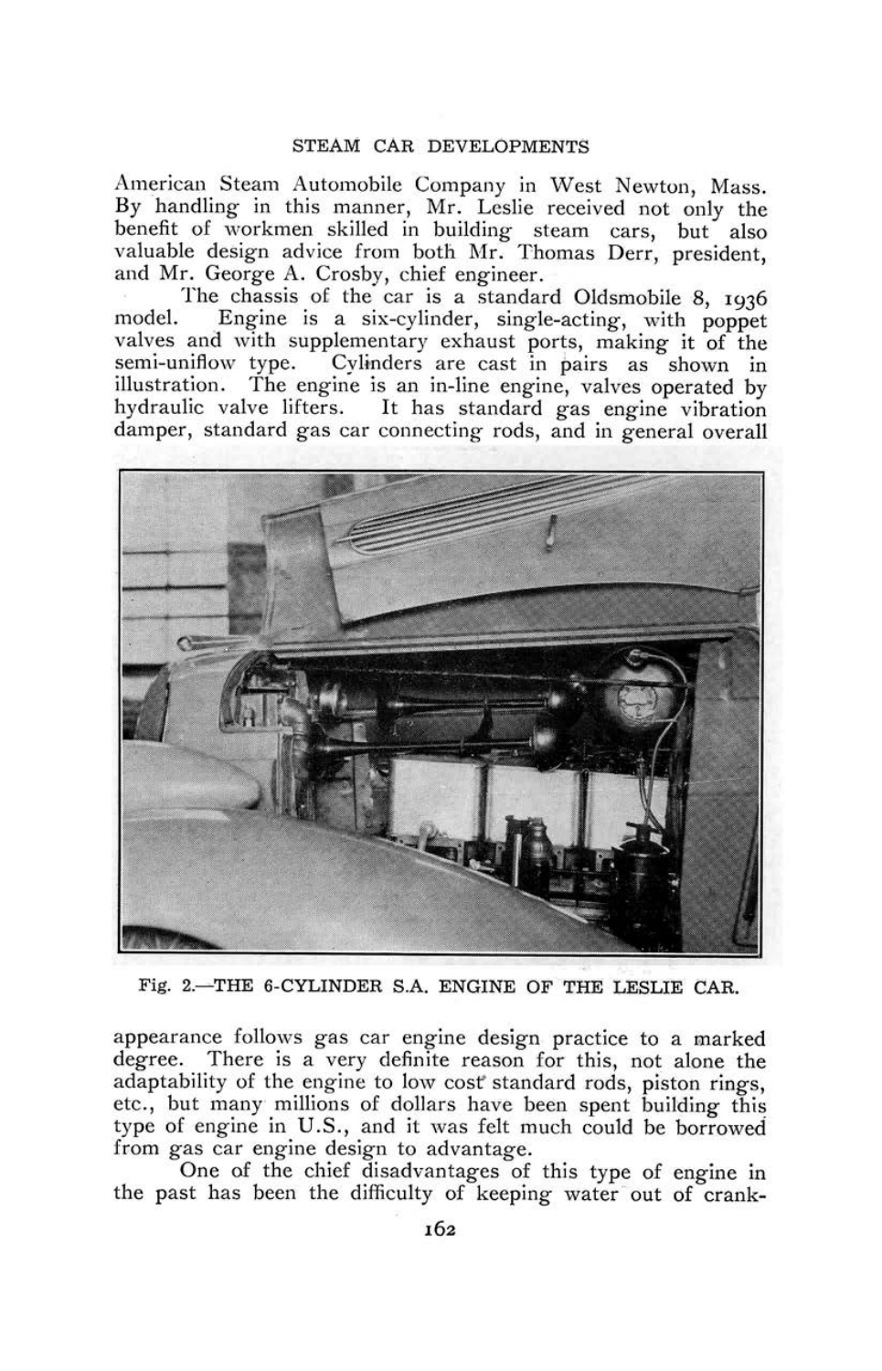American Steam Automobile Company in West Newton, Mass. By handling in this manner, Mr. Leslie received not only the benefit of workmen skilled in building steam cars, but also valuable design advice from both Mr. Thomas Derr, president, and Mr. George A. Crosby, chief engineer.

The chassis of the car is a standard Oldsmobile 8, 1936 model. Engine is a six-cylinder, single-acting, with poppet valves and with supplementary exhaust ports, making it of the semi-uniflow type. Cylinders are cast in pairs as shown in illustration. The engine is an in-line engine, valves operated by hydraulic valve lifters. It has standard gas engine vibration damper, standard gas car connecting rods, and in general overall

Fig. 2.—THE 6-CYLINDER S.A. ENGINE OF THE LESLIE CAR.

appearance follows gas car engine design practice to a marked degree. There is a very definite reason for this, not alone the adaptability of the engine to low cost standard rods, piston rings, etc., but many millions of dollars have been spent building this type of engine in U.S., and it was felt much could be borrowed from gas car engine design to advantage.

One of the chief disadvantages of this type of engine in the past has been the difficulty of keeping water out of crank-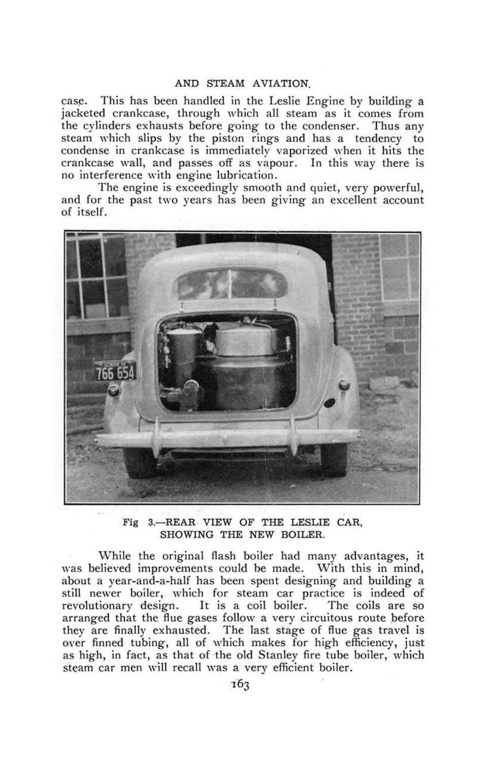case. This has been handled in the Leslie Engine by building a jacketed crankcase, through which all steam as it comes from the cylinders exhausts before going to the condenser. Thus any steam which slips by the piston rings and has a tendency to condense in crankcase is immediately vaporized when it hits the crankcase wall, and passes off as vapour. In this way there is no interference with engine lubrication.

The engine is exceedingly smooth and quiet, very powerful, and for the past two years has been giving an excellent account of itself.

Fig 3.—REAR VIEW OF THE LESLIE CAR, SHOWING THE NEW BOILER.

While the original flash boiler had many advantages, it was believed improvements could be made. With this in mind, about a year-and-a-half has been spent designing and building a still newer boiler, which for steam car practice is indeed of revolutionary design. It is a coil boiler. The coils are so arranged that the flue gases follow a very circuitous route before they are finally exhausted. The last stage of flue gas travel is over finned tubing, all of which makes for high efficiency, just as high, in fact, as that of the old Stanley fire tube boiler, which steam car men will recall was a very efficient boiler.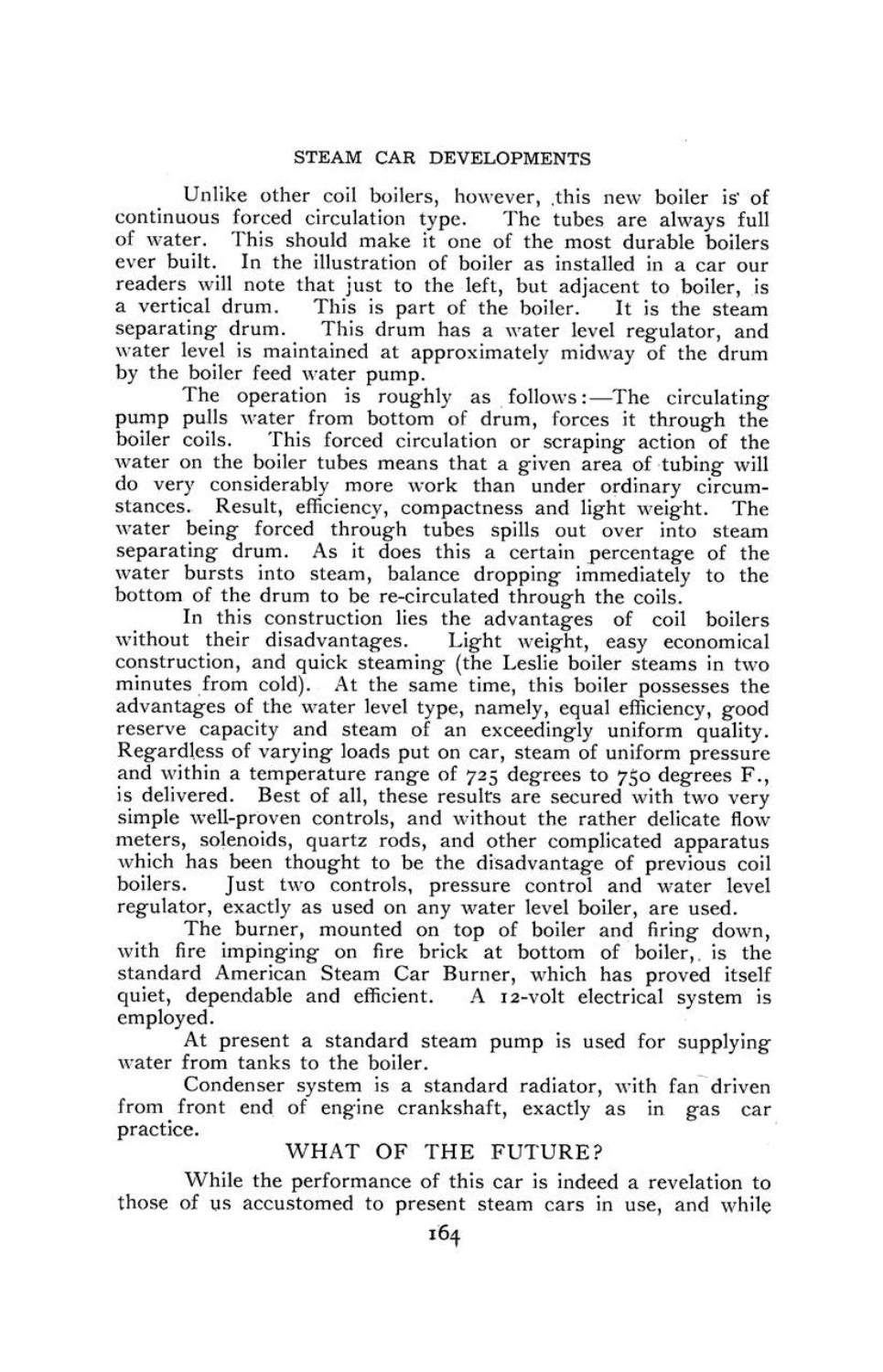Unlike other coil boilers, however, this new boiler is of continuous forced circulation type. The tubes are always full of water. This should make it one of the most durable boilers ever built. In the illustration of boiler as installed in a car our readers will note that just to the left, but adjacent to boiler, is a vertical drum. This is part of the boiler. It is the steam separating drum. This drum has a water level regulator, and water level is maintained at approximately midway of the drum by the boiler feed water pump.

The operation is roughly as follows:—The circulating pump pulls water from bottom of drum, forces it through the boiler coils. This forced circulation or scraping action of the water on the boiler tubes means that a given area of tubing will do very considerably more work than under ordinary circumstances. Result, efficiency, compactness and light weight. The water being forced through tubes spills out over into steam separating drum. As it does this a certain percentage of the water bursts into steam, balance dropping immediately to the bottom of the drum to be re-circulated through the coils.

In this construction lies the advantages of coil boilers without their disadvantages. Light weight, easy economical construction, and quick steaming (the Leslie boiler steams in two minutes from cold). At the same time, this boiler possesses the advantages of the water level type, namely, equal efficiency, good reserve capacity and steam of an exceedingly uniform quality. Regardless of varying loads put on car, steam of uniform pressure and within a temperature range of 725 degrees to 750 degrees F., is delivered. Best of all, these results are secured with two very simple well-proven controls, and without the rather delicate flow meters, solenoids, quartz rods, and other complicated apparatus which has been thought to be the disadvantage of previous coil boilers. Just two controls, pressure control and water level regulator, exactly as used on any water level boiler, are used.

The burner, mounted on top of boiler and firing down, with fire impinging on fire brick at bottom of boiler, is the standard American Steam Car Burner, which has proved itself quiet, dependable and efficient. A 12-volt electrical system is employed.

At present a standard steam pump is used for supplying water from tanks to the boiler.

Condenser system is a standard radiator, with fan driven from front end of engine crankshaft, exactly as in gas car practice.

## WHAT OF THE FUTURE?

While the performance of this car is indeed a revelation to those of us accustomed to present steam cars in use, and while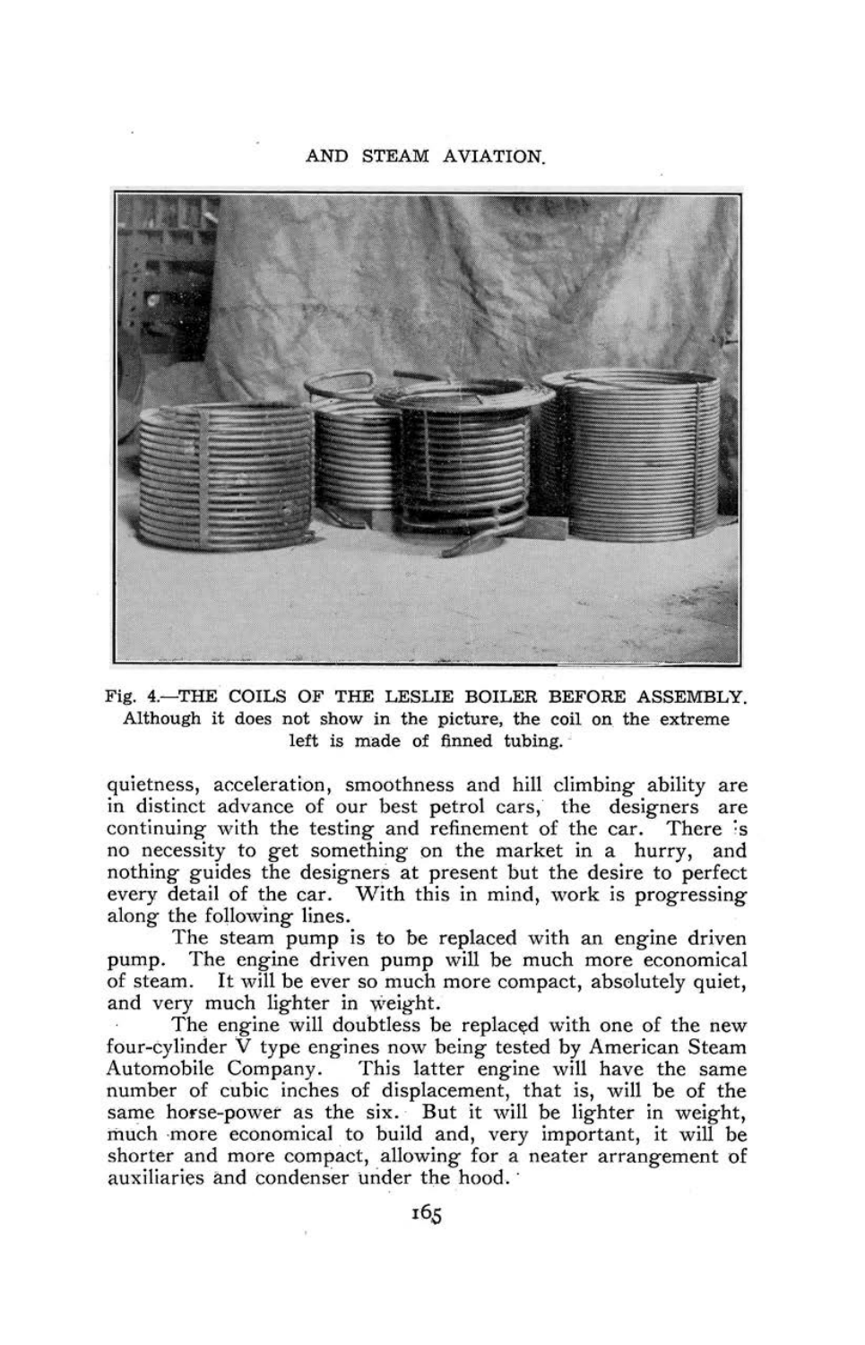Fig. 4.—THE COILS OF THE LESLIE BOILER BEFORE ASSEMBLY. Although it does not show in the picture, the coil on the extreme left is made of finned tubing.

quietness, acceleration, smoothness and hill climbing ability are in distinct advance of our best petrol cars, the designers are continuing with the testing and refinement of the car. There is no necessity to get something on the market in a hurry, and nothing guides the designers at present but the desire to perfect every detail of the car. With this in mind, work is progressing along the following lines.

The steam pump is to be replaced with an engine driven pump. The engine driven pump will be much more economical of steam. It will be ever so much more compact, absolutely quiet, and very much lighter in weight.

The engine will doubtless be replaced with one of the new four-cylinder V type engines now being tested by American Steam Automobile Company. This latter engine will have the same number of cubic inches of displacement, that is, will be of the same horse-power as the six. But it will be lighter in weight, much more economical to build and, very important, it will be shorter and more compact, allowing for a neater arrangement of auxiliaries and condenser under the hood.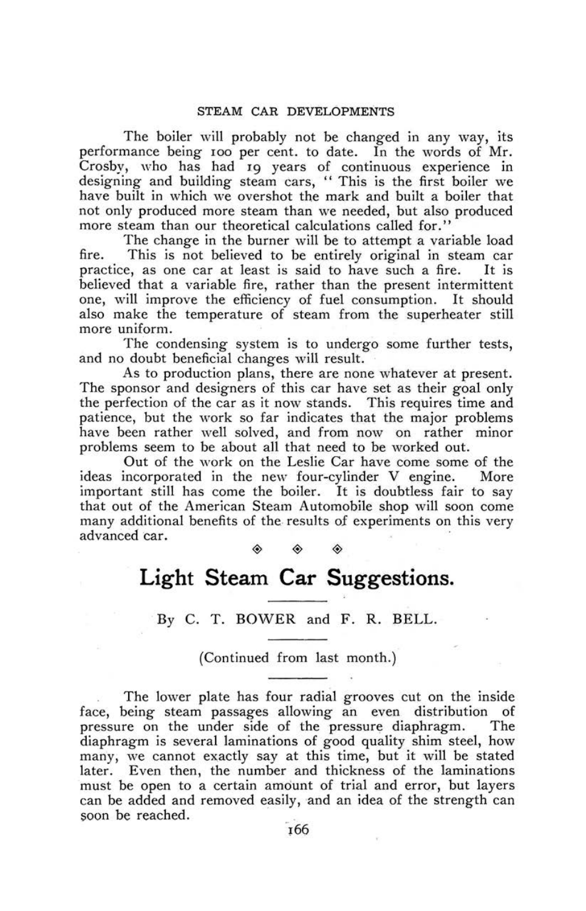The boiler will probably not be changed in any way, its performance being 100 per cent. to date. In the words of Mr. Crosby, who has had 19 years of continuous experience in designing and building steam cars, " This is the first boiler we have built in which we overshot the mark and built a boiler that not only produced more steam than we needed, but also produced more steam than our theoretical calculations called for."

The change in the burner will be to attempt a variable load fire. This is not believed to be entirely original in steam car practice, as one car at least is said to have such a fire. It is believed that a variable fire, rather than the present intermittent one, will improve the efficiency of fuel consumption. It should also make the temperature of steam from the superheater still more uniform.

The condensing system is to undergo some further tests, and no doubt beneficial changes will result.

As to production plans, there are none whatever at present. The sponsor and designers of this car have set as their goal only the perfection of the car as it now stands. This requires time and patience, but the work so far indicates that the major problems have been rather well solved, and from now on rather minor problems seem to be about all that need to be worked out.

Out of the work on the Leslie Car have come some of the ideas incorporated in the new four-cylinder V engine. More important still has come the boiler. It is doubtless fair to say that out of the American Steam Automobile shop will soon come many additional benefits of the results of experiments on this very advanced car.

◈ ◈ ◈

# Light Steam Car Suggestions.

By C. T. BOWER and F. R. BELL.

(Continued from last month.)

The lower plate has four radial grooves cut on the inside face, being steam passages allowing an even distribution of pressure on the under side of the pressure diaphragm. The diaphragm is several laminations of good quality shim steel, how many, we cannot exactly say at this time, but it will be stated later. Even then, the number and thickness of the laminations must be open to a certain amount of trial and error, but layers can be added and removed easily, and an idea of the strength can soon be reached.